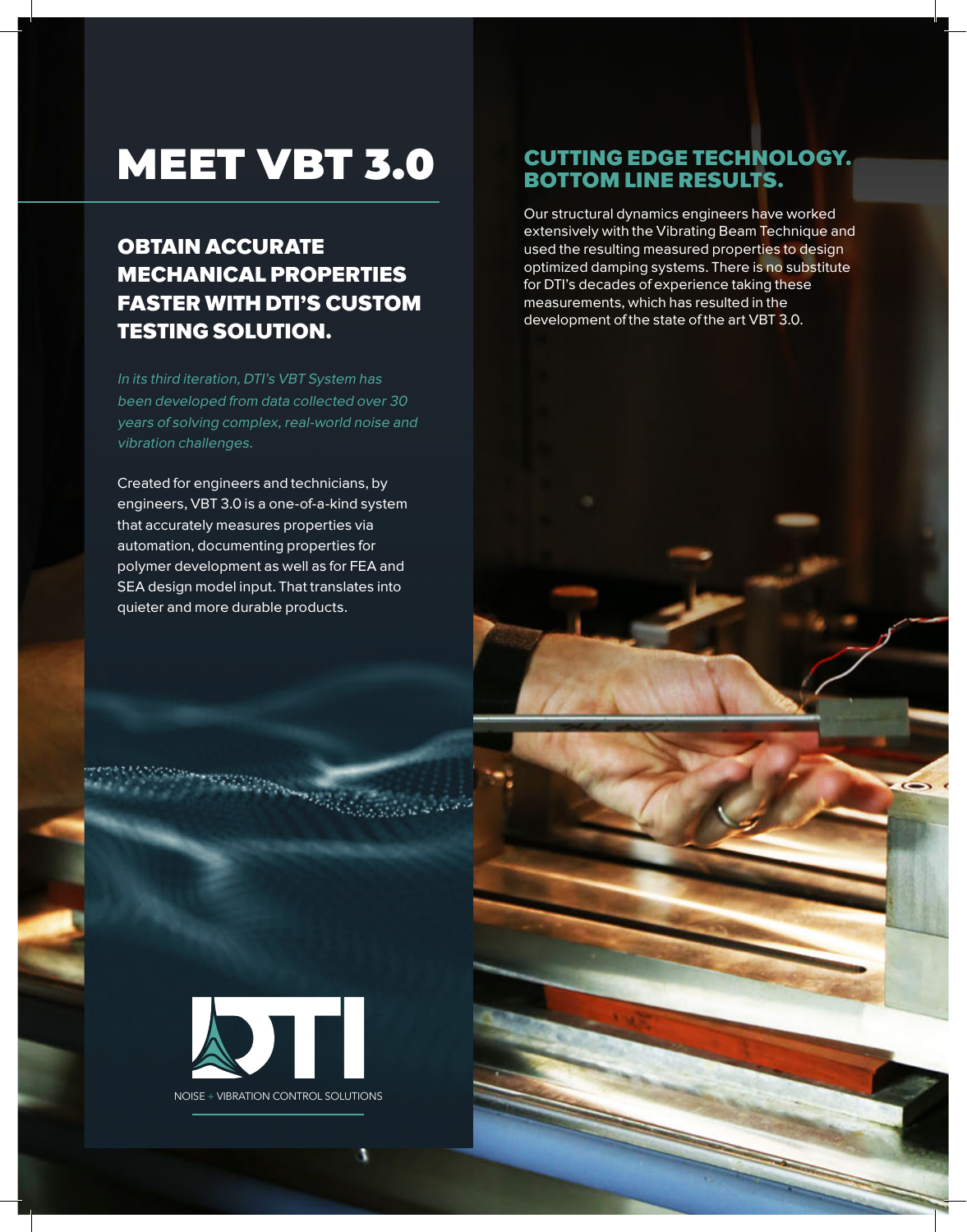# MEET VBT 3.0

## OBTAIN ACCURATE MECHANICAL PROPERTIES FASTER WITH DTI'S CUSTOM TESTING SOLUTION.

*In its third iteration, DTI's VBT System has been developed from data collected over 30 years of solving complex, real-world noise and vibration challenges.*

Created for engineers and technicians, by engineers, VBT 3.0 is a one-of-a-kind system that accurately measures properties via automation, documenting properties for polymer development as well as for FEA and SEA design model input. That translates into quieter and more durable products.

DTI

NOISE + VIBRATION CONTROL SOLUTIONS

## CUTTING EDGE TECHNOLOGY. BOTTOM LINE RESULTS.

Our structural dynamics engineers have worked extensively with the Vibrating Beam Technique and used the resulting measured properties to design optimized damping systems. There is no substitute for DTI's decades of experience taking these measurements, which has resulted in the development of the state of the art VBT 3.0.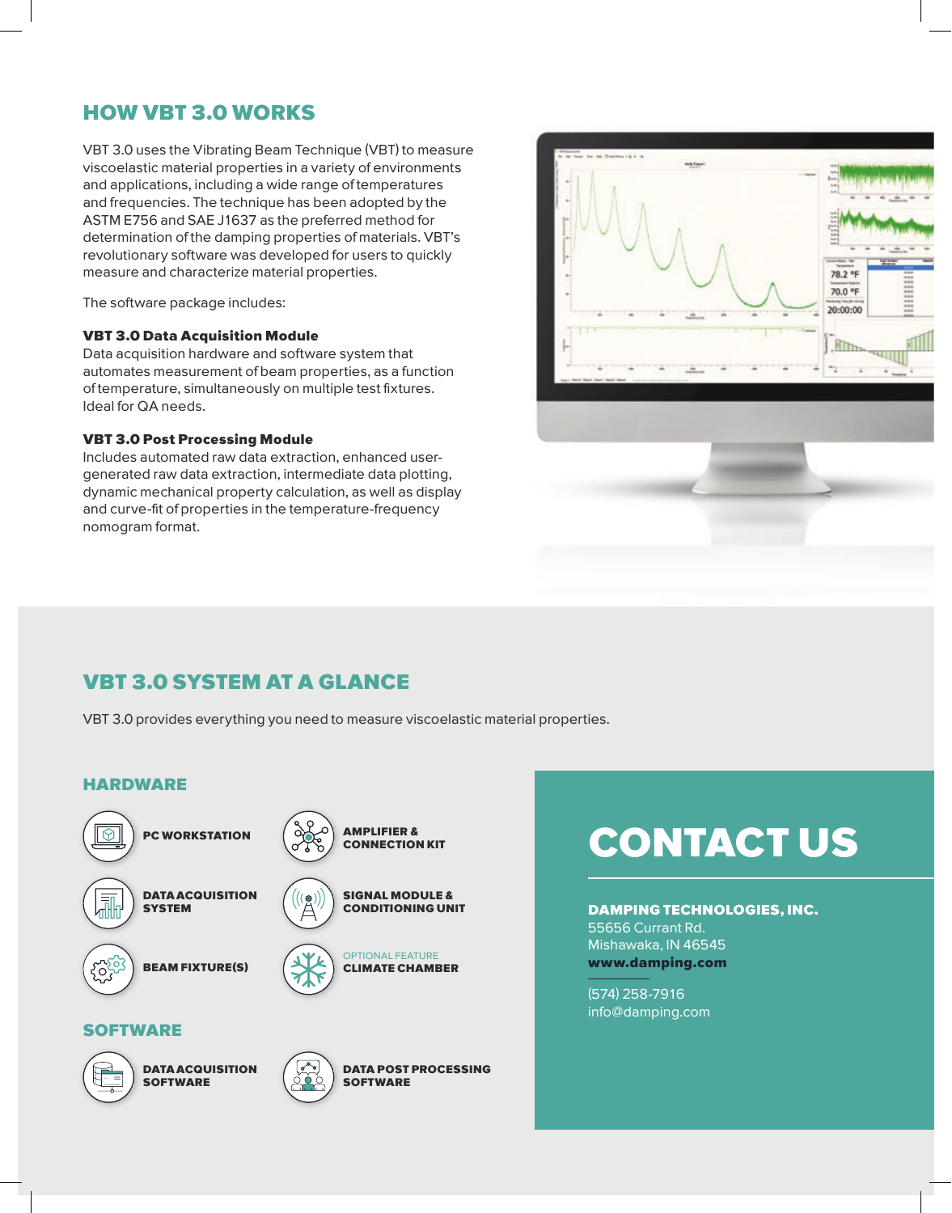## HOW VBT 3.0 WORKS

VBT 3.0 uses the Vibrating Beam Technique (VBT) to measure viscoelastic material properties in a variety of environments and applications, including a wide range of temperatures and frequencies. The technique has been adopted by the ASTM E756 and SAE J1637 as the preferred method for determination of the damping properties of materials. VBT's revolutionary software was developed for users to quickly measure and characterize material properties.

The software package includes:

**VBT 3.0 Data Acquisition Module**
Data acquisition hardware and software system that automates measurement of beam properties, as a function of temperature, simultaneously on multiple test fixtures. Ideal for QA needs.

**VBT 3.0 Post Processing Module**
Includes automated raw data extraction, enhanced user-generated raw data extraction, intermediate data plotting, dynamic mechanical property calculation, as well as display and curve-fit of properties in the temperature-frequency nomogram format.

## VBT 3.0 SYSTEM AT A GLANCE

VBT 3.0 provides everything you need to measure viscoelastic material properties.

### HARDWARE

- **PC WORKSTATION**
- **AMPLIFIER & CONNECTION KIT**
- **DATA ACQUISITION SYSTEM**
- **SIGNAL MODULE & CONDITIONING UNIT**
- **BEAM FIXTURE(S)**
- OPTIONAL FEATURE **CLIMATE CHAMBER**

### SOFTWARE

- **DATA ACQUISITION SOFTWARE**
- **DATA POST PROCESSING SOFTWARE**

## CONTACT US

**DAMPING TECHNOLOGIES, INC.**
55656 Currant Rd.
Mishawaka, IN 46545
**www.damping.com**

(574) 258-7916
info@damping.com